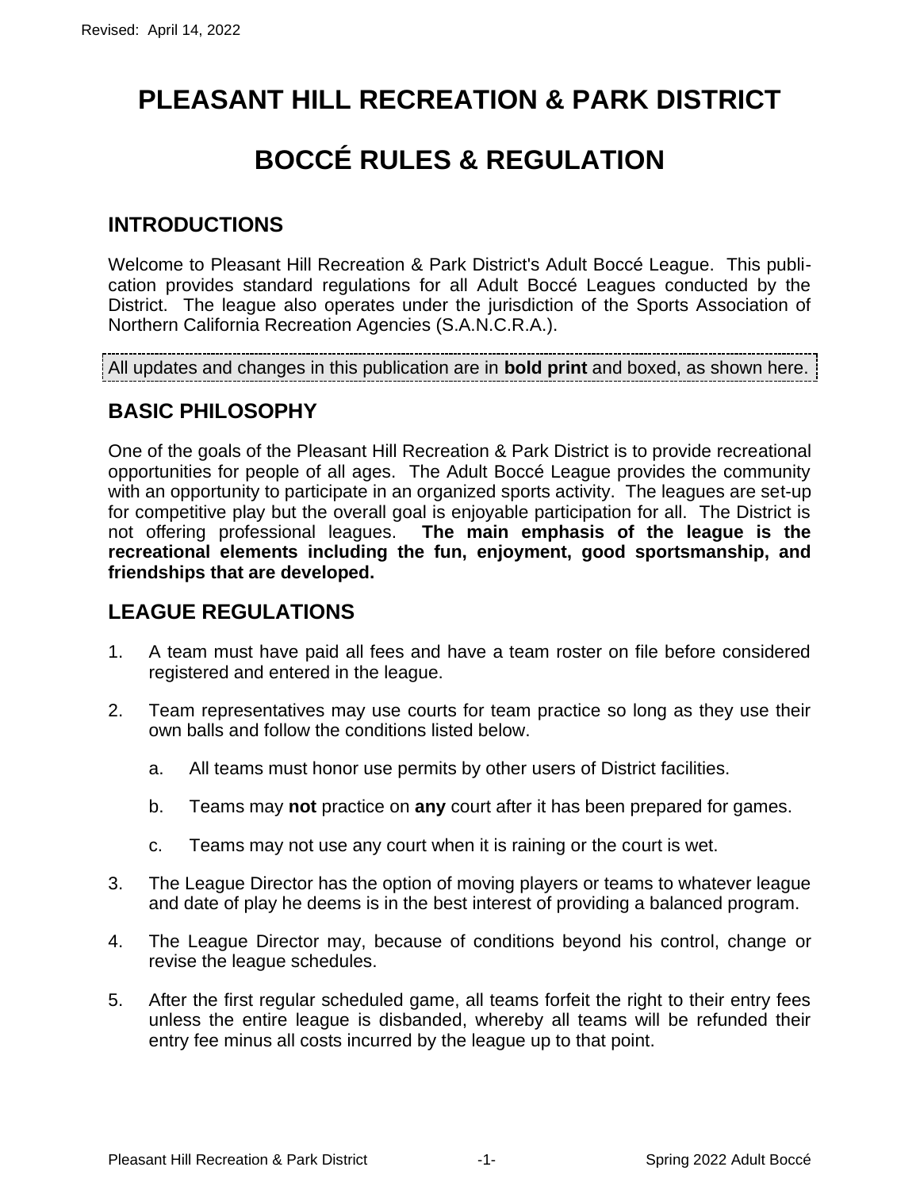# PLEASANT HILL RECREATION & PARK DISTRICT

# BOCCÉ RULES & REGULATION

## INTRODUCTIONS

Welcome to Pleasant Hill Recreation & Park District's Adult Boccé League. This publication provides standard regulations for all Adult Boccé Leagues conducted by the District. The league also operates under the jurisdiction of the Sports Association of Northern California Recreation Agencies (S.A.N.C.R.A.).

All updates and changes in this publication are in **bold print** and boxed, as shown here.

## BASIC PHILOSOPHY

One of the goals of the Pleasant Hill Recreation & Park District is to provide recreational opportunities for people of all ages. The Adult Boccé League provides the community with an opportunity to participate in an organized sports activity. The leagues are set-up for competitive play but the overall goal is enjoyable participation for all. The District is not offering professional leagues. **The main emphasis of the league is the recreational elements including the fun, enjoyment, good sportsmanship, and friendships that are developed.**

## LEAGUE REGULATIONS

1. A team must have paid all fees and have a team roster on file before considered registered and entered in the league.

2. Team representatives may use courts for team practice so long as they use their own balls and follow the conditions listed below.

   a. All teams must honor use permits by other users of District facilities.

   b. Teams may **not** practice on **any** court after it has been prepared for games.

   c. Teams may not use any court when it is raining or the court is wet.

3. The League Director has the option of moving players or teams to whatever league and date of play he deems is in the best interest of providing a balanced program.

4. The League Director may, because of conditions beyond his control, change or revise the league schedules.

5. After the first regular scheduled game, all teams forfeit the right to their entry fees unless the entire league is disbanded, whereby all teams will be refunded their entry fee minus all costs incurred by the league up to that point.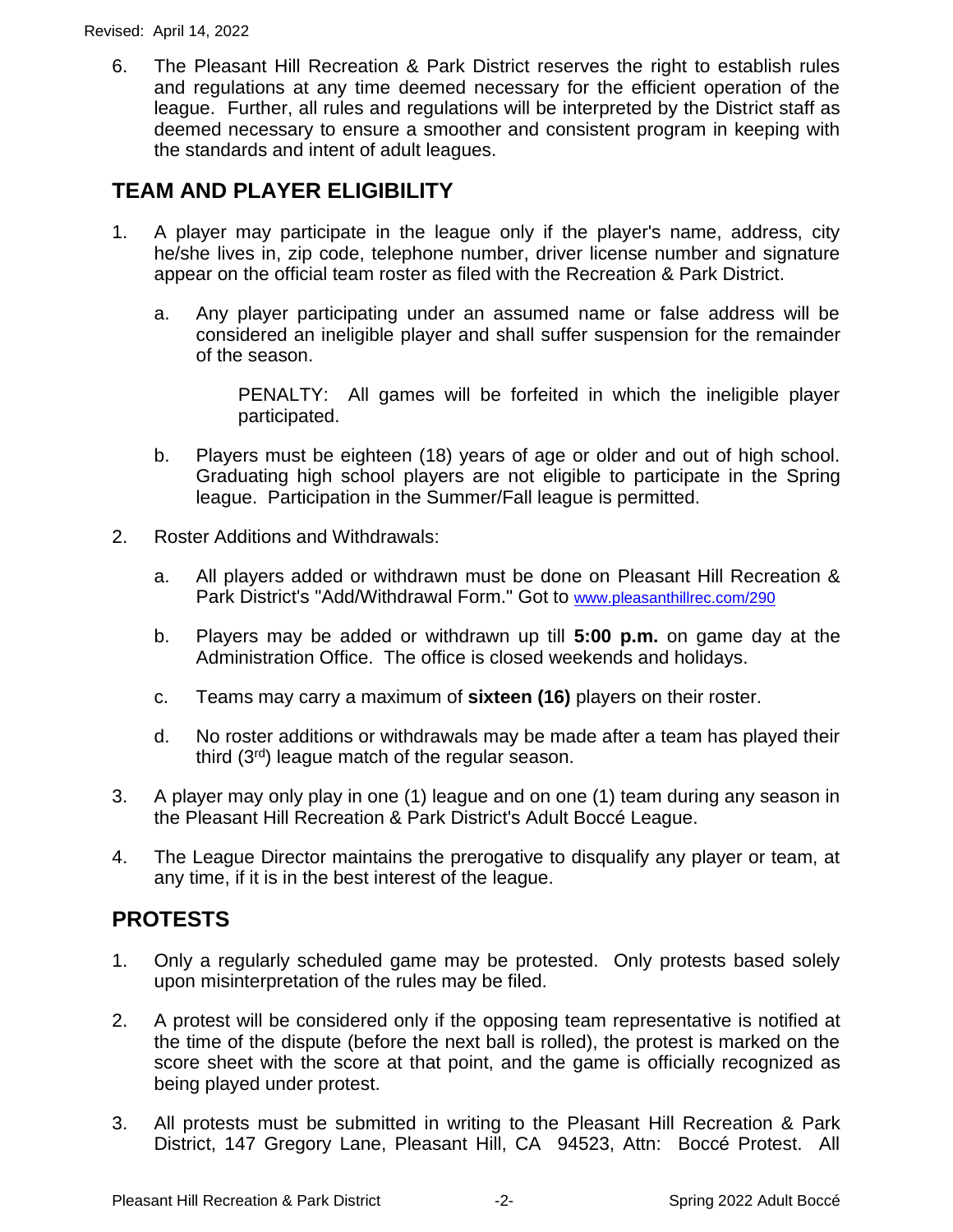6. The Pleasant Hill Recreation & Park District reserves the right to establish rules and regulations at any time deemed necessary for the efficient operation of the league. Further, all rules and regulations will be interpreted by the District staff as deemed necessary to ensure a smoother and consistent program in keeping with the standards and intent of adult leagues.

## TEAM AND PLAYER ELIGIBILITY

1. A player may participate in the league only if the player's name, address, city he/she lives in, zip code, telephone number, driver license number and signature appear on the official team roster as filed with the Recreation & Park District.

   a. Any player participating under an assumed name or false address will be considered an ineligible player and shall suffer suspension for the remainder of the season.

      PENALTY: All games will be forfeited in which the ineligible player participated.

   b. Players must be eighteen (18) years of age or older and out of high school. Graduating high school players are not eligible to participate in the Spring league. Participation in the Summer/Fall league is permitted.

2. Roster Additions and Withdrawals:

   a. All players added or withdrawn must be done on Pleasant Hill Recreation & Park District's "Add/Withdrawal Form." Got to www.pleasanthillrec.com/290

   b. Players may be added or withdrawn up till **5:00 p.m.** on game day at the Administration Office. The office is closed weekends and holidays.

   c. Teams may carry a maximum of **sixteen (16)** players on their roster.

   d. No roster additions or withdrawals may be made after a team has played their third (3rd) league match of the regular season.

3. A player may only play in one (1) league and on one (1) team during any season in the Pleasant Hill Recreation & Park District's Adult Boccé League.

4. The League Director maintains the prerogative to disqualify any player or team, at any time, if it is in the best interest of the league.

## PROTESTS

1. Only a regularly scheduled game may be protested. Only protests based solely upon misinterpretation of the rules may be filed.

2. A protest will be considered only if the opposing team representative is notified at the time of the dispute (before the next ball is rolled), the protest is marked on the score sheet with the score at that point, and the game is officially recognized as being played under protest.

3. All protests must be submitted in writing to the Pleasant Hill Recreation & Park District, 147 Gregory Lane, Pleasant Hill, CA 94523, Attn: Boccé Protest. All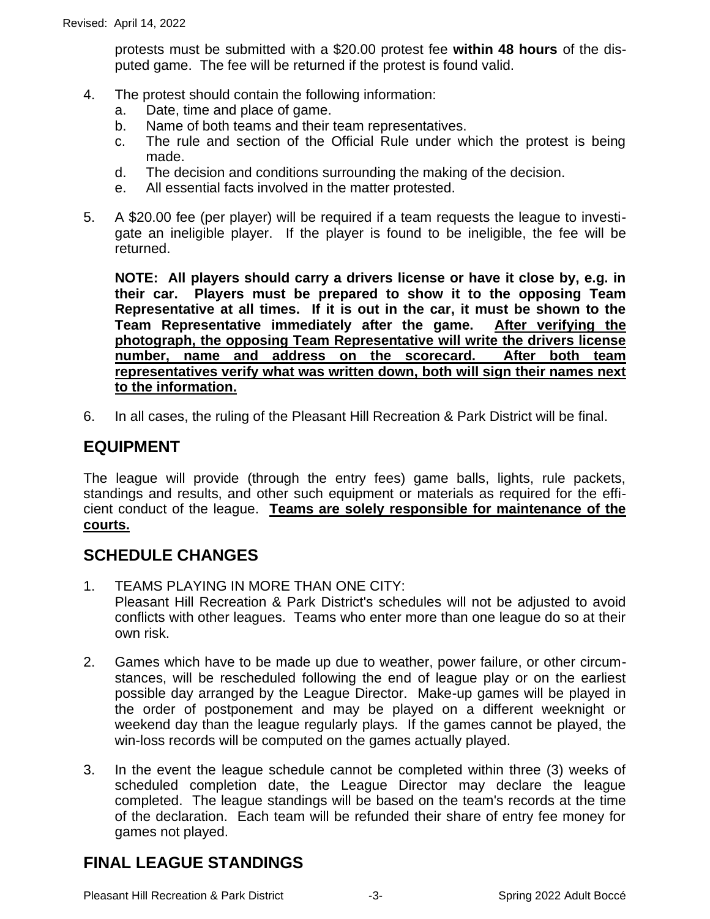protests must be submitted with a $20.00 protest fee **within 48 hours** of the disputed game. The fee will be returned if the protest is found valid.

4. The protest should contain the following information:
   a. Date, time and place of game.
   b. Name of both teams and their team representatives.
   c. The rule and section of the Official Rule under which the protest is being made.
   d. The decision and conditions surrounding the making of the decision.
   e. All essential facts involved in the matter protested.

5. A $20.00 fee (per player) will be required if a team requests the league to investigate an ineligible player. If the player is found to be ineligible, the fee will be returned.

   **NOTE: All players should carry a drivers license or have it close by, e.g. in their car. Players must be prepared to show it to the opposing Team Representative at all times. If it is out in the car, it must be shown to the Team Representative immediately after the game. <u>After verifying the photograph, the opposing Team Representative will write the drivers license number, name and address on the scorecard. After both team representatives verify what was written down, both will sign their names next to the information.</u>**

6. In all cases, the ruling of the Pleasant Hill Recreation & Park District will be final.

## EQUIPMENT

The league will provide (through the entry fees) game balls, lights, rule packets, standings and results, and other such equipment or materials as required for the efficient conduct of the league. **<u>Teams are solely responsible for maintenance of the courts.</u>**

## SCHEDULE CHANGES

1. TEAMS PLAYING IN MORE THAN ONE CITY:
   Pleasant Hill Recreation & Park District's schedules will not be adjusted to avoid conflicts with other leagues. Teams who enter more than one league do so at their own risk.

2. Games which have to be made up due to weather, power failure, or other circumstances, will be rescheduled following the end of league play or on the earliest possible day arranged by the League Director. Make-up games will be played in the order of postponement and may be played on a different weeknight or weekend day than the league regularly plays. If the games cannot be played, the win-loss records will be computed on the games actually played.

3. In the event the league schedule cannot be completed within three (3) weeks of scheduled completion date, the League Director may declare the league completed. The league standings will be based on the team's records at the time of the declaration. Each team will be refunded their share of entry fee money for games not played.

## FINAL LEAGUE STANDINGS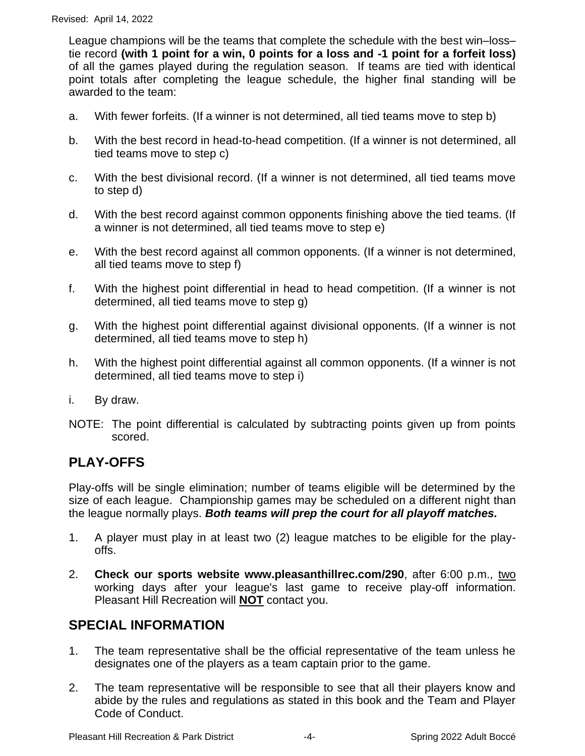League champions will be the teams that complete the schedule with the best win–loss–tie record **(with 1 point for a win, 0 points for a loss and -1 point for a forfeit loss)** of all the games played during the regulation season. If teams are tied with identical point totals after completing the league schedule, the higher final standing will be awarded to the team:

a. With fewer forfeits. (If a winner is not determined, all tied teams move to step b)

b. With the best record in head-to-head competition. (If a winner is not determined, all tied teams move to step c)

c. With the best divisional record. (If a winner is not determined, all tied teams move to step d)

d. With the best record against common opponents finishing above the tied teams. (If a winner is not determined, all tied teams move to step e)

e. With the best record against all common opponents. (If a winner is not determined, all tied teams move to step f)

f. With the highest point differential in head to head competition. (If a winner is not determined, all tied teams move to step g)

g. With the highest point differential against divisional opponents. (If a winner is not determined, all tied teams move to step h)

h. With the highest point differential against all common opponents. (If a winner is not determined, all tied teams move to step i)

i. By draw.

NOTE: The point differential is calculated by subtracting points given up from points scored.

## PLAY-OFFS

Play-offs will be single elimination; number of teams eligible will be determined by the size of each league. Championship games may be scheduled on a different night than the league normally plays. ***Both teams will prep the court for all playoff matches.***

1. A player must play in at least two (2) league matches to be eligible for the play-offs.

2. **Check our sports website www.pleasanthillrec.com/290**, after 6:00 p.m., two working days after your league's last game to receive play-off information. Pleasant Hill Recreation will **NOT** contact you.

## SPECIAL INFORMATION

1. The team representative shall be the official representative of the team unless he designates one of the players as a team captain prior to the game.

2. The team representative will be responsible to see that all their players know and abide by the rules and regulations as stated in this book and the Team and Player Code of Conduct.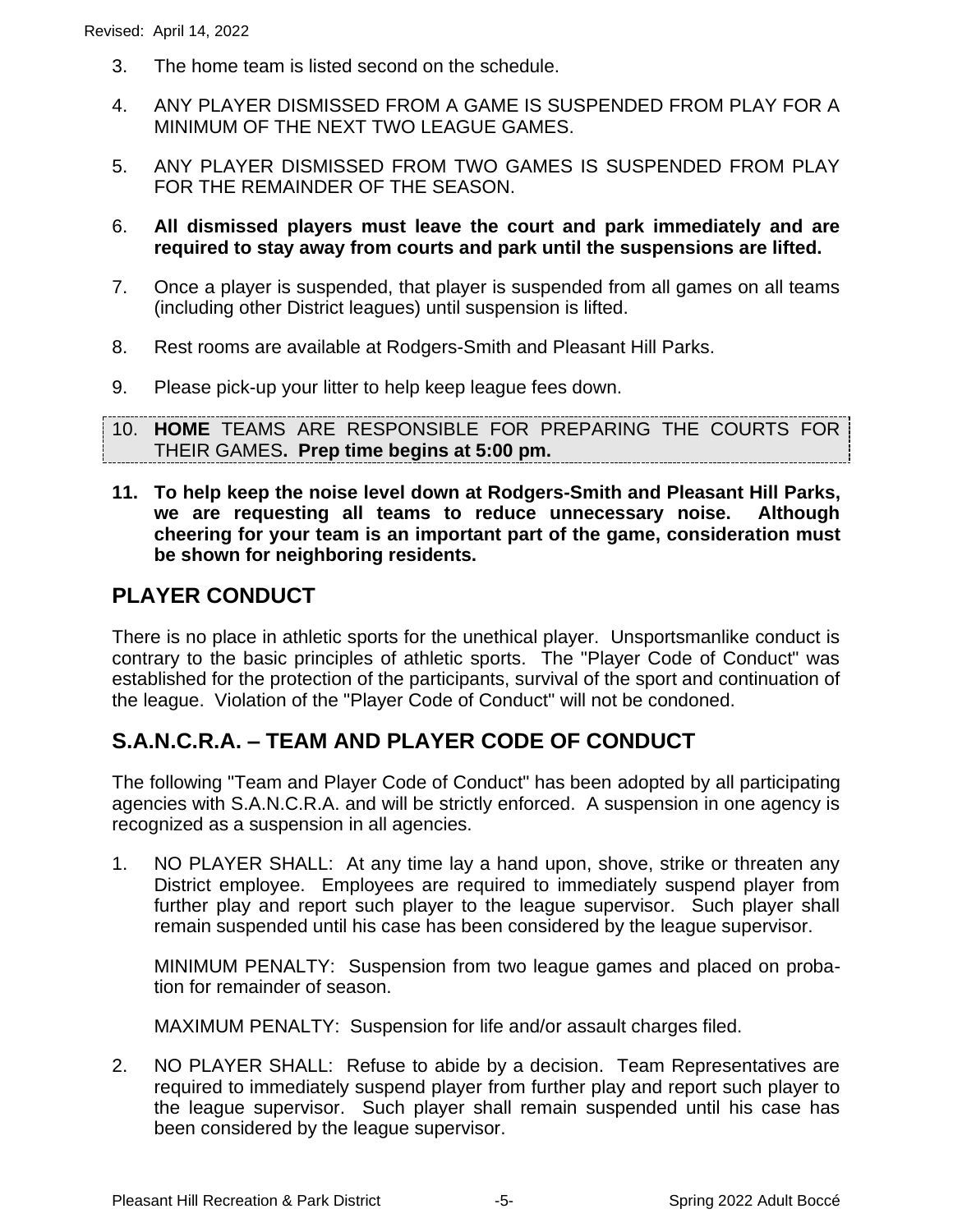3. The home team is listed second on the schedule.

4. ANY PLAYER DISMISSED FROM A GAME IS SUSPENDED FROM PLAY FOR A MINIMUM OF THE NEXT TWO LEAGUE GAMES.

5. ANY PLAYER DISMISSED FROM TWO GAMES IS SUSPENDED FROM PLAY FOR THE REMAINDER OF THE SEASON.

6. **All dismissed players must leave the court and park immediately and are required to stay away from courts and park until the suspensions are lifted.**

7. Once a player is suspended, that player is suspended from all games on all teams (including other District leagues) until suspension is lifted.

8. Rest rooms are available at Rodgers-Smith and Pleasant Hill Parks.

9. Please pick-up your litter to help keep league fees down.

10. **HOME** TEAMS ARE RESPONSIBLE FOR PREPARING THE COURTS FOR THEIR GAMES**. Prep time begins at 5:00 pm.**

11. **To help keep the noise level down at Rodgers-Smith and Pleasant Hill Parks, we are requesting all teams to reduce unnecessary noise. Although cheering for your team is an important part of the game, consideration must be shown for neighboring residents.**

## PLAYER CONDUCT

There is no place in athletic sports for the unethical player. Unsportsmanlike conduct is contrary to the basic principles of athletic sports. The "Player Code of Conduct" was established for the protection of the participants, survival of the sport and continuation of the league. Violation of the "Player Code of Conduct" will not be condoned.

## S.A.N.C.R.A. – TEAM AND PLAYER CODE OF CONDUCT

The following "Team and Player Code of Conduct" has been adopted by all participating agencies with S.A.N.C.R.A. and will be strictly enforced. A suspension in one agency is recognized as a suspension in all agencies.

1. NO PLAYER SHALL: At any time lay a hand upon, shove, strike or threaten any District employee. Employees are required to immediately suspend player from further play and report such player to the league supervisor. Such player shall remain suspended until his case has been considered by the league supervisor.

   MINIMUM PENALTY: Suspension from two league games and placed on probation for remainder of season.

   MAXIMUM PENALTY: Suspension for life and/or assault charges filed.

2. NO PLAYER SHALL: Refuse to abide by a decision. Team Representatives are required to immediately suspend player from further play and report such player to the league supervisor. Such player shall remain suspended until his case has been considered by the league supervisor.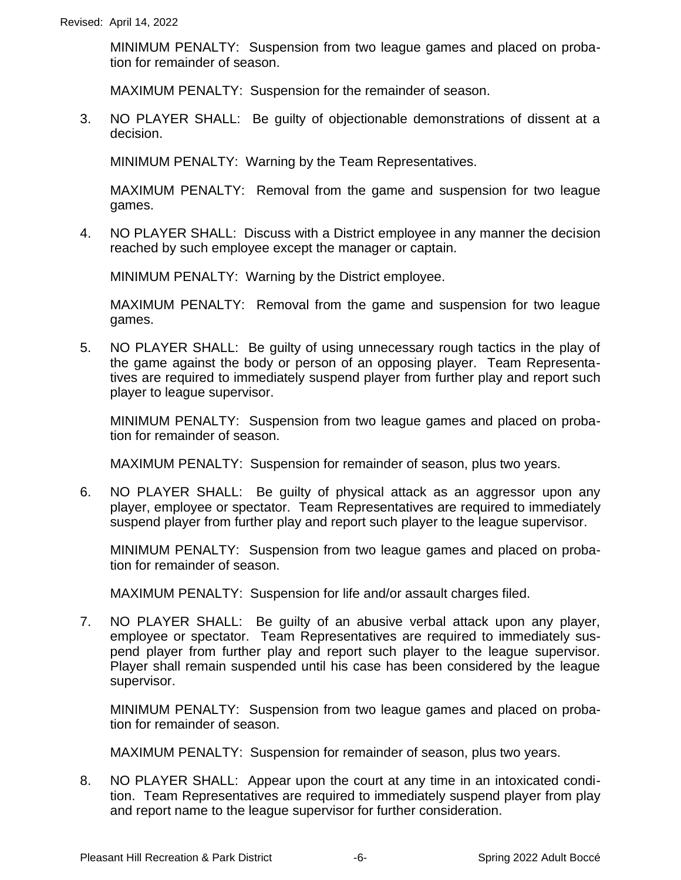MINIMUM PENALTY: Suspension from two league games and placed on probation for remainder of season.

MAXIMUM PENALTY: Suspension for the remainder of season.

3. NO PLAYER SHALL: Be guilty of objectionable demonstrations of dissent at a decision.

   MINIMUM PENALTY: Warning by the Team Representatives.

   MAXIMUM PENALTY: Removal from the game and suspension for two league games.

4. NO PLAYER SHALL: Discuss with a District employee in any manner the decision reached by such employee except the manager or captain.

   MINIMUM PENALTY: Warning by the District employee.

   MAXIMUM PENALTY: Removal from the game and suspension for two league games.

5. NO PLAYER SHALL: Be guilty of using unnecessary rough tactics in the play of the game against the body or person of an opposing player. Team Representatives are required to immediately suspend player from further play and report such player to league supervisor.

   MINIMUM PENALTY: Suspension from two league games and placed on probation for remainder of season.

   MAXIMUM PENALTY: Suspension for remainder of season, plus two years.

6. NO PLAYER SHALL: Be guilty of physical attack as an aggressor upon any player, employee or spectator. Team Representatives are required to immediately suspend player from further play and report such player to the league supervisor.

   MINIMUM PENALTY: Suspension from two league games and placed on probation for remainder of season.

   MAXIMUM PENALTY: Suspension for life and/or assault charges filed.

7. NO PLAYER SHALL: Be guilty of an abusive verbal attack upon any player, employee or spectator. Team Representatives are required to immediately suspend player from further play and report such player to the league supervisor. Player shall remain suspended until his case has been considered by the league supervisor.

   MINIMUM PENALTY: Suspension from two league games and placed on probation for remainder of season.

   MAXIMUM PENALTY: Suspension for remainder of season, plus two years.

8. NO PLAYER SHALL: Appear upon the court at any time in an intoxicated condition. Team Representatives are required to immediately suspend player from play and report name to the league supervisor for further consideration.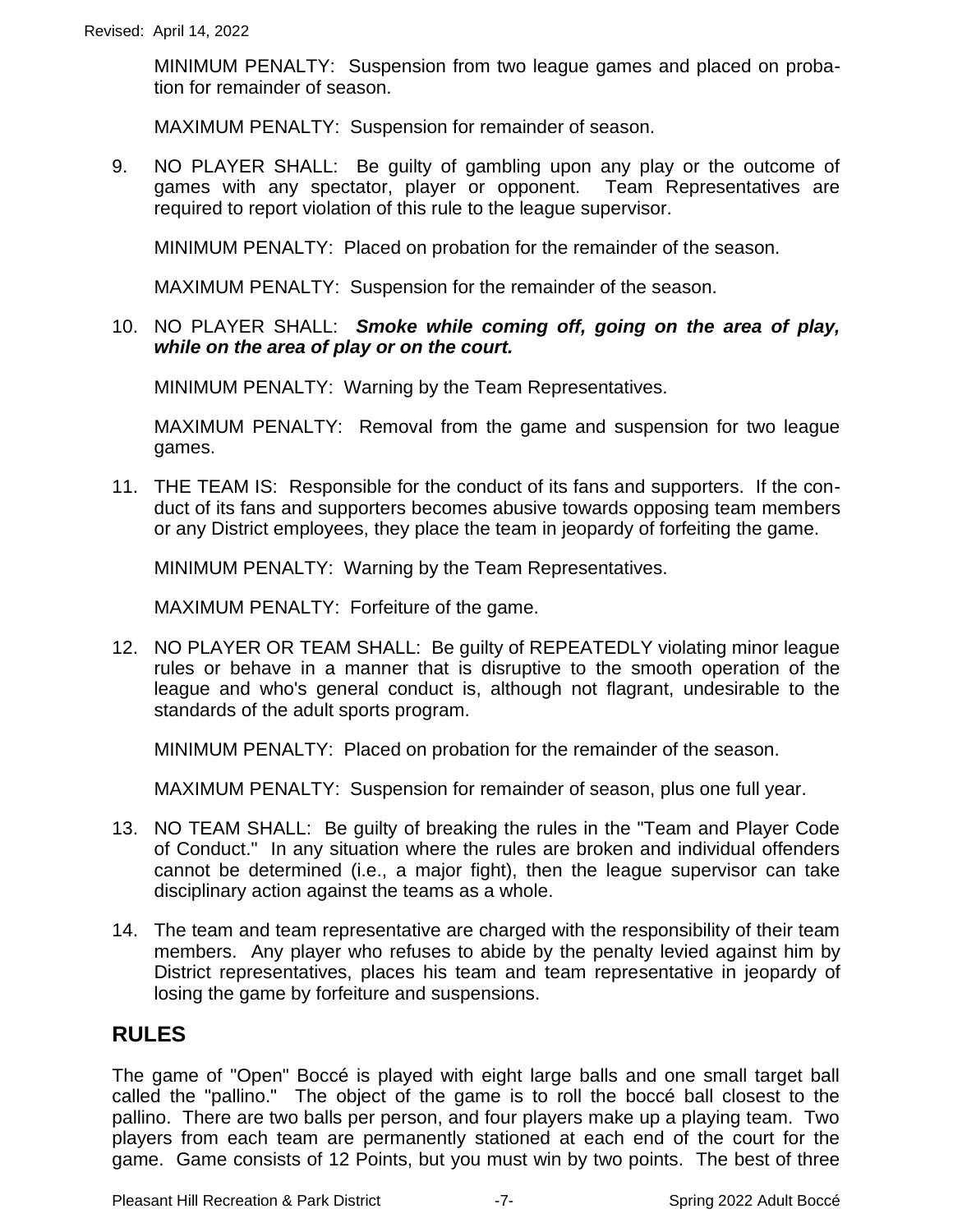MINIMUM PENALTY: Suspension from two league games and placed on probation for remainder of season.

MAXIMUM PENALTY: Suspension for remainder of season.

9. NO PLAYER SHALL: Be guilty of gambling upon any play or the outcome of games with any spectator, player or opponent. Team Representatives are required to report violation of this rule to the league supervisor.

   MINIMUM PENALTY: Placed on probation for the remainder of the season.

   MAXIMUM PENALTY: Suspension for the remainder of the season.

10. NO PLAYER SHALL: ***Smoke while coming off, going on the area of play, while on the area of play or on the court.***

    MINIMUM PENALTY: Warning by the Team Representatives.

    MAXIMUM PENALTY: Removal from the game and suspension for two league games.

11. THE TEAM IS: Responsible for the conduct of its fans and supporters. If the conduct of its fans and supporters becomes abusive towards opposing team members or any District employees, they place the team in jeopardy of forfeiting the game.

    MINIMUM PENALTY: Warning by the Team Representatives.

    MAXIMUM PENALTY: Forfeiture of the game.

12. NO PLAYER OR TEAM SHALL: Be guilty of REPEATEDLY violating minor league rules or behave in a manner that is disruptive to the smooth operation of the league and who's general conduct is, although not flagrant, undesirable to the standards of the adult sports program.

    MINIMUM PENALTY: Placed on probation for the remainder of the season.

    MAXIMUM PENALTY: Suspension for remainder of season, plus one full year.

13. NO TEAM SHALL: Be guilty of breaking the rules in the "Team and Player Code of Conduct." In any situation where the rules are broken and individual offenders cannot be determined (i.e., a major fight), then the league supervisor can take disciplinary action against the teams as a whole.

14. The team and team representative are charged with the responsibility of their team members. Any player who refuses to abide by the penalty levied against him by District representatives, places his team and team representative in jeopardy of losing the game by forfeiture and suspensions.

## RULES

The game of "Open" Boccé is played with eight large balls and one small target ball called the "pallino." The object of the game is to roll the boccé ball closest to the pallino. There are two balls per person, and four players make up a playing team. Two players from each team are permanently stationed at each end of the court for the game. Game consists of 12 Points, but you must win by two points. The best of three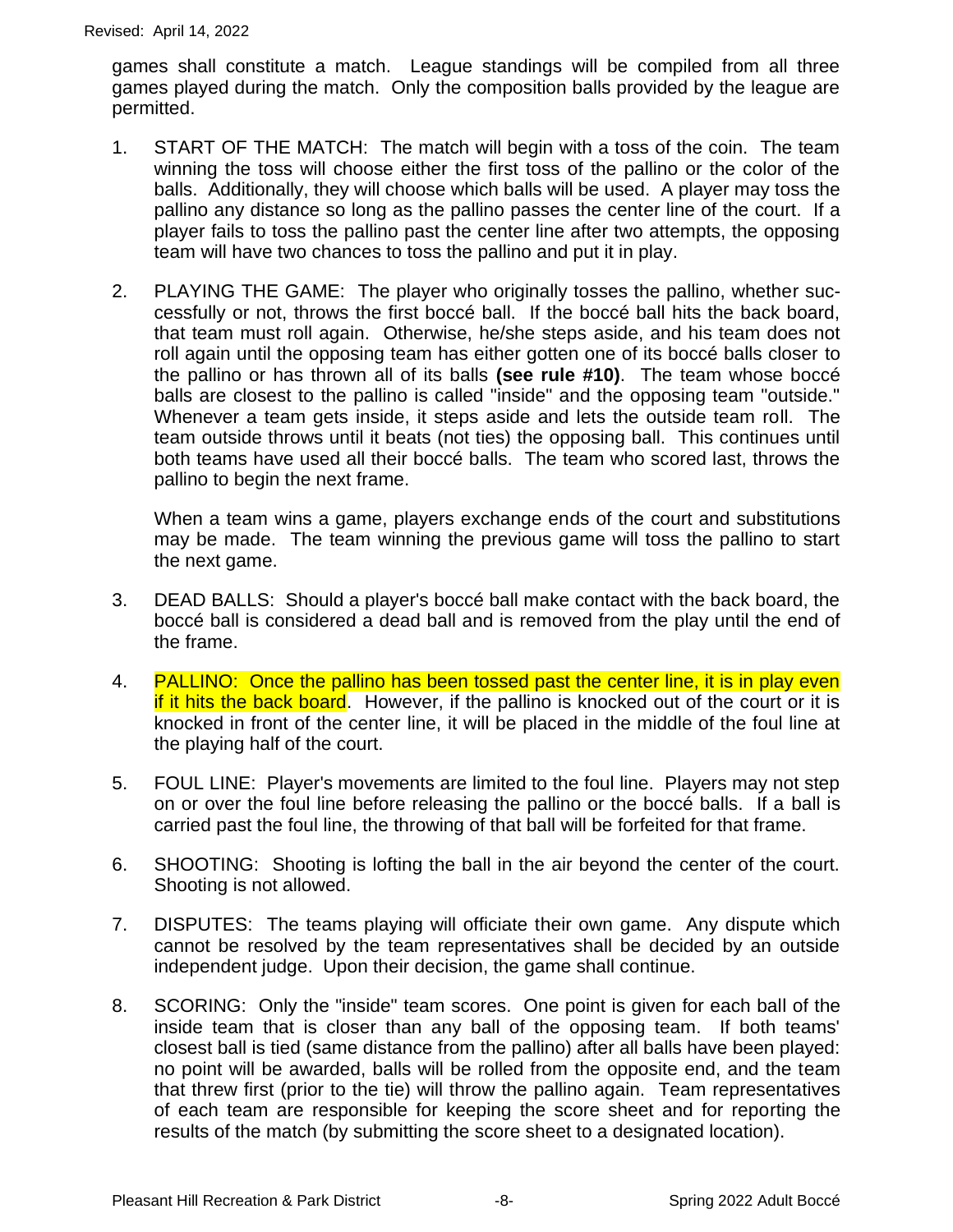games shall constitute a match. League standings will be compiled from all three games played during the match. Only the composition balls provided by the league are permitted.

1. START OF THE MATCH: The match will begin with a toss of the coin. The team winning the toss will choose either the first toss of the pallino or the color of the balls. Additionally, they will choose which balls will be used. A player may toss the pallino any distance so long as the pallino passes the center line of the court. If a player fails to toss the pallino past the center line after two attempts, the opposing team will have two chances to toss the pallino and put it in play.

2. PLAYING THE GAME: The player who originally tosses the pallino, whether successfully or not, throws the first boccé ball. If the boccé ball hits the back board, that team must roll again. Otherwise, he/she steps aside, and his team does not roll again until the opposing team has either gotten one of its boccé balls closer to the pallino or has thrown all of its balls **(see rule #10)**. The team whose boccé balls are closest to the pallino is called "inside" and the opposing team "outside." Whenever a team gets inside, it steps aside and lets the outside team roll. The team outside throws until it beats (not ties) the opposing ball. This continues until both teams have used all their boccé balls. The team who scored last, throws the pallino to begin the next frame.

   When a team wins a game, players exchange ends of the court and substitutions may be made. The team winning the previous game will toss the pallino to start the next game.

3. DEAD BALLS: Should a player's boccé ball make contact with the back board, the boccé ball is considered a dead ball and is removed from the play until the end of the frame.

4. PALLINO: Once the pallino has been tossed past the center line, it is in play even if it hits the back board. However, if the pallino is knocked out of the court or it is knocked in front of the center line, it will be placed in the middle of the foul line at the playing half of the court.

5. FOUL LINE: Player's movements are limited to the foul line. Players may not step on or over the foul line before releasing the pallino or the boccé balls. If a ball is carried past the foul line, the throwing of that ball will be forfeited for that frame.

6. SHOOTING: Shooting is lofting the ball in the air beyond the center of the court. Shooting is not allowed.

7. DISPUTES: The teams playing will officiate their own game. Any dispute which cannot be resolved by the team representatives shall be decided by an outside independent judge. Upon their decision, the game shall continue.

8. SCORING: Only the "inside" team scores. One point is given for each ball of the inside team that is closer than any ball of the opposing team. If both teams' closest ball is tied (same distance from the pallino) after all balls have been played: no point will be awarded, balls will be rolled from the opposite end, and the team that threw first (prior to the tie) will throw the pallino again. Team representatives of each team are responsible for keeping the score sheet and for reporting the results of the match (by submitting the score sheet to a designated location).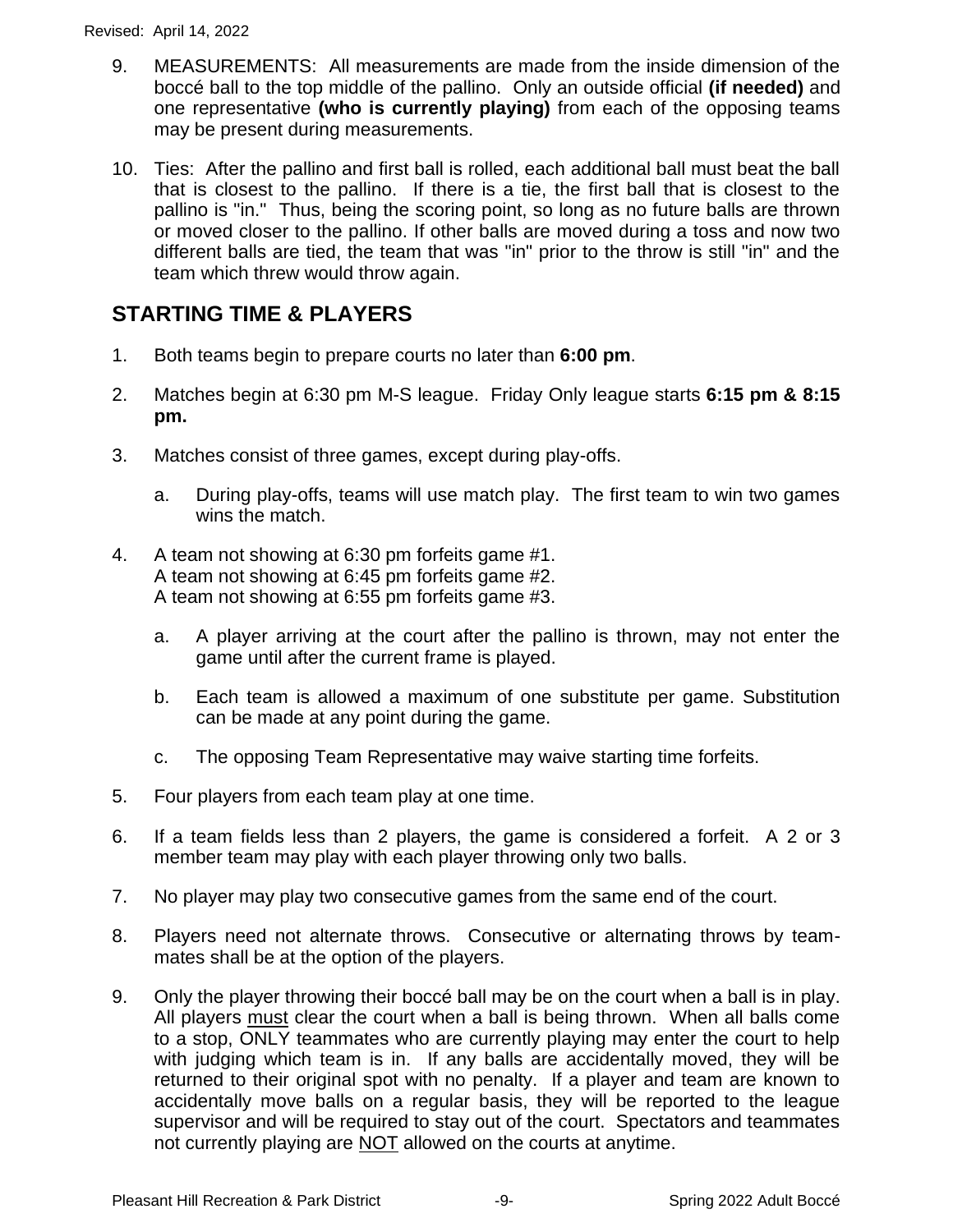9. MEASUREMENTS: All measurements are made from the inside dimension of the boccé ball to the top middle of the pallino. Only an outside official **(if needed)** and one representative **(who is currently playing)** from each of the opposing teams may be present during measurements.

10. Ties: After the pallino and first ball is rolled, each additional ball must beat the ball that is closest to the pallino. If there is a tie, the first ball that is closest to the pallino is "in." Thus, being the scoring point, so long as no future balls are thrown or moved closer to the pallino. If other balls are moved during a toss and now two different balls are tied, the team that was "in" prior to the throw is still "in" and the team which threw would throw again.

## STARTING TIME & PLAYERS

1. Both teams begin to prepare courts no later than **6:00 pm**.

2. Matches begin at 6:30 pm M-S league. Friday Only league starts **6:15 pm & 8:15 pm.**

3. Matches consist of three games, except during play-offs.

   a. During play-offs, teams will use match play. The first team to win two games wins the match.

4. A team not showing at 6:30 pm forfeits game #1.
   A team not showing at 6:45 pm forfeits game #2.
   A team not showing at 6:55 pm forfeits game #3.

   a. A player arriving at the court after the pallino is thrown, may not enter the game until after the current frame is played.

   b. Each team is allowed a maximum of one substitute per game. Substitution can be made at any point during the game.

   c. The opposing Team Representative may waive starting time forfeits.

5. Four players from each team play at one time.

6. If a team fields less than 2 players, the game is considered a forfeit. A 2 or 3 member team may play with each player throwing only two balls.

7. No player may play two consecutive games from the same end of the court.

8. Players need not alternate throws. Consecutive or alternating throws by team-mates shall be at the option of the players.

9. Only the player throwing their boccé ball may be on the court when a ball is in play. All players <u>must</u> clear the court when a ball is being thrown. When all balls come to a stop, ONLY teammates who are currently playing may enter the court to help with judging which team is in. If any balls are accidentally moved, they will be returned to their original spot with no penalty. If a player and team are known to accidentally move balls on a regular basis, they will be reported to the league supervisor and will be required to stay out of the court. Spectators and teammates not currently playing are <u>NOT</u> allowed on the courts at anytime.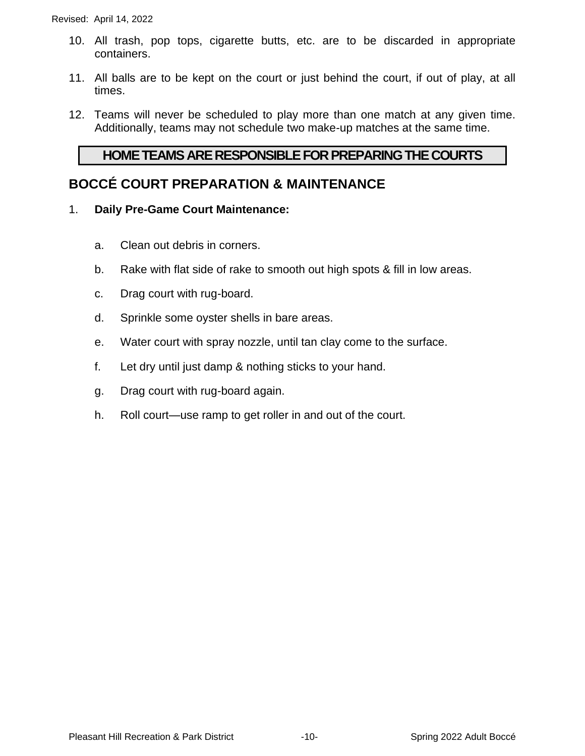10. All trash, pop tops, cigarette butts, etc. are to be discarded in appropriate containers.

11. All balls are to be kept on the court or just behind the court, if out of play, at all times.

12. Teams will never be scheduled to play more than one match at any given time. Additionally, teams may not schedule two make-up matches at the same time.

**HOME TEAMS ARE RESPONSIBLE FOR PREPARING THE COURTS**

## BOCCÉ COURT PREPARATION & MAINTENANCE

1. **Daily Pre-Game Court Maintenance:**

   a. Clean out debris in corners.

   b. Rake with flat side of rake to smooth out high spots & fill in low areas.

   c. Drag court with rug-board.

   d. Sprinkle some oyster shells in bare areas.

   e. Water court with spray nozzle, until tan clay come to the surface.

   f. Let dry until just damp & nothing sticks to your hand.

   g. Drag court with rug-board again.

   h. Roll court—use ramp to get roller in and out of the court.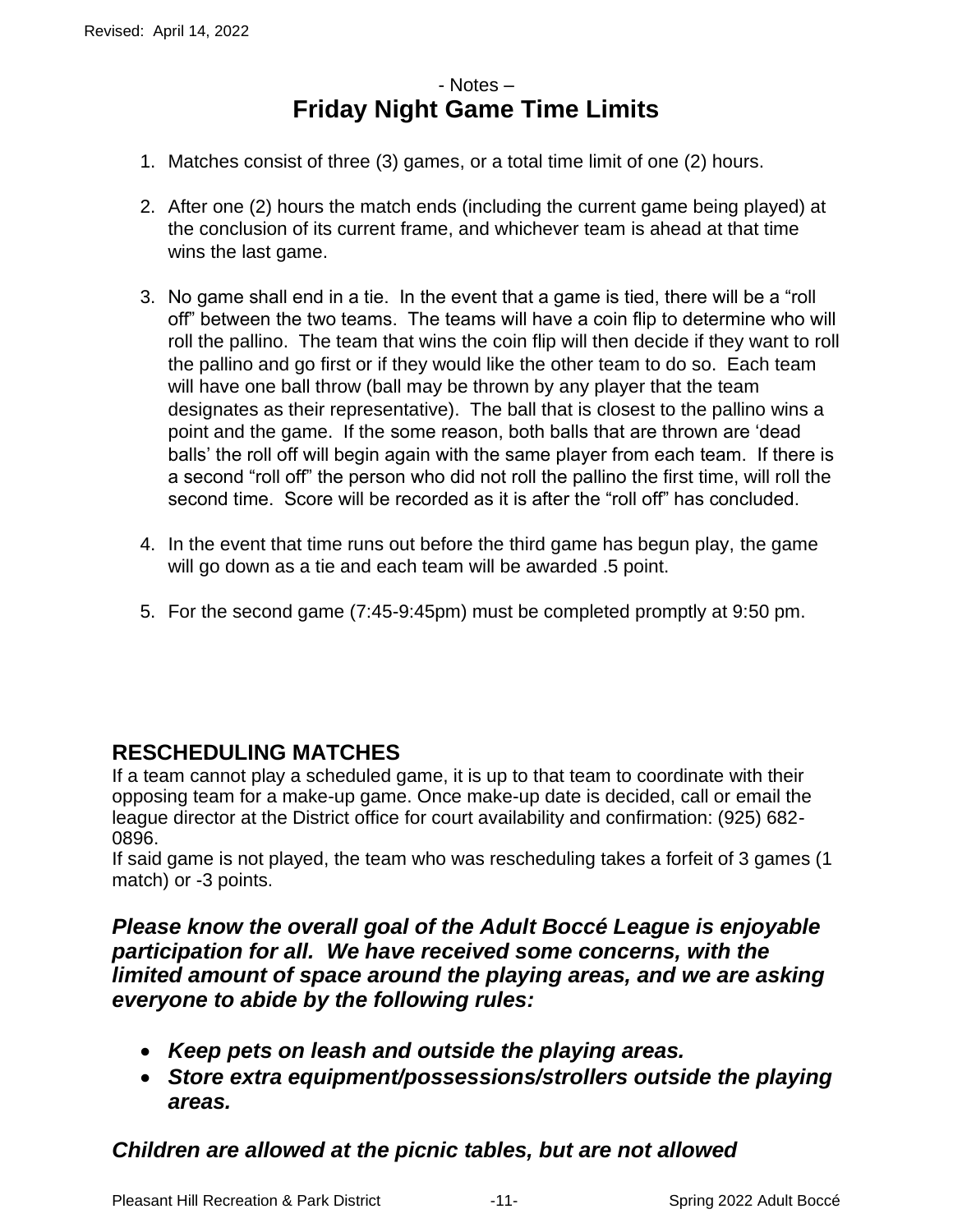- Notes –

# Friday Night Game Time Limits

1. Matches consist of three (3) games, or a total time limit of one (2) hours.

2. After one (2) hours the match ends (including the current game being played) at the conclusion of its current frame, and whichever team is ahead at that time wins the last game.

3. No game shall end in a tie. In the event that a game is tied, there will be a "roll off" between the two teams. The teams will have a coin flip to determine who will roll the pallino. The team that wins the coin flip will then decide if they want to roll the pallino and go first or if they would like the other team to do so. Each team will have one ball throw (ball may be thrown by any player that the team designates as their representative). The ball that is closest to the pallino wins a point and the game. If the some reason, both balls that are thrown are 'dead balls' the roll off will begin again with the same player from each team. If there is a second "roll off" the person who did not roll the pallino the first time, will roll the second time. Score will be recorded as it is after the "roll off" has concluded.

4. In the event that time runs out before the third game has begun play, the game will go down as a tie and each team will be awarded .5 point.

5. For the second game (7:45-9:45pm) must be completed promptly at 9:50 pm.

## RESCHEDULING MATCHES

If a team cannot play a scheduled game, it is up to that team to coordinate with their opposing team for a make-up game. Once make-up date is decided, call or email the league director at the District office for court availability and confirmation: (925) 682-0896.

If said game is not played, the team who was rescheduling takes a forfeit of 3 games (1 match) or -3 points.

***Please know the overall goal of the Adult Boccé League is enjoyable participation for all. We have received some concerns, with the limited amount of space around the playing areas, and we are asking everyone to abide by the following rules:***

- ***Keep pets on leash and outside the playing areas.***
- ***Store extra equipment/possessions/strollers outside the playing areas.***

***Children are allowed at the picnic tables, but are not allowed***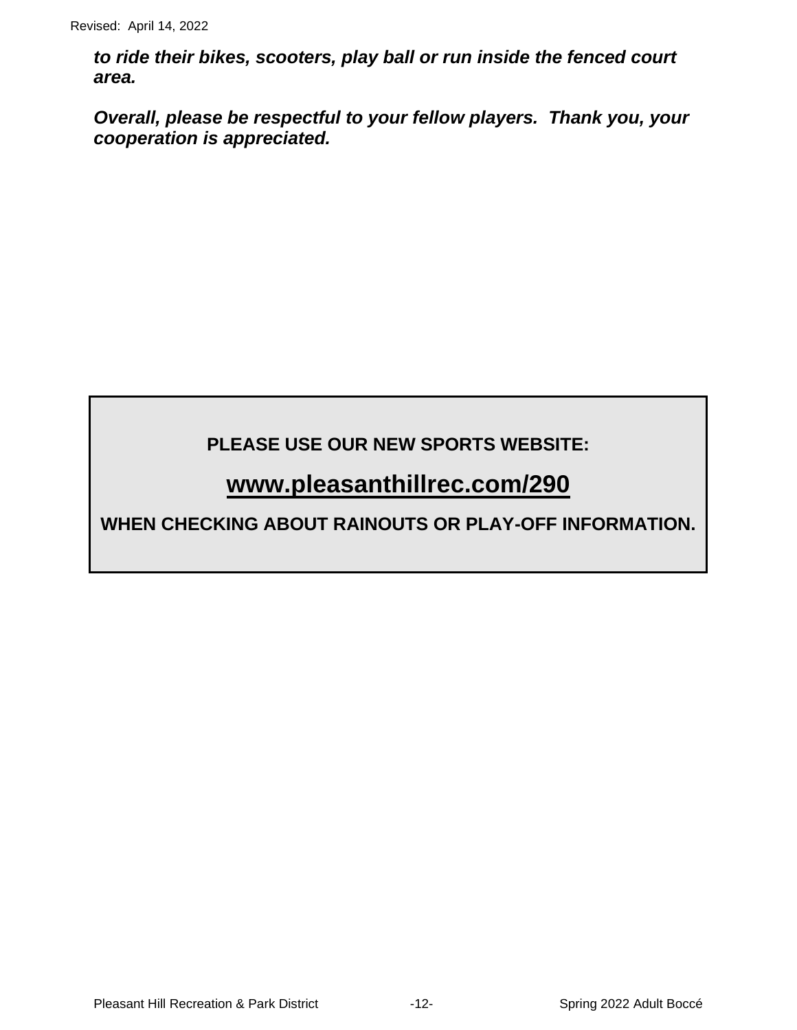***to ride their bikes, scooters, play ball or run inside the fenced court area.***

***Overall, please be respectful to your fellow players. Thank you, your cooperation is appreciated.***

**PLEASE USE OUR NEW SPORTS WEBSITE:**

**www.pleasanthillrec.com/290**

**WHEN CHECKING ABOUT RAINOUTS OR PLAY-OFF INFORMATION.**